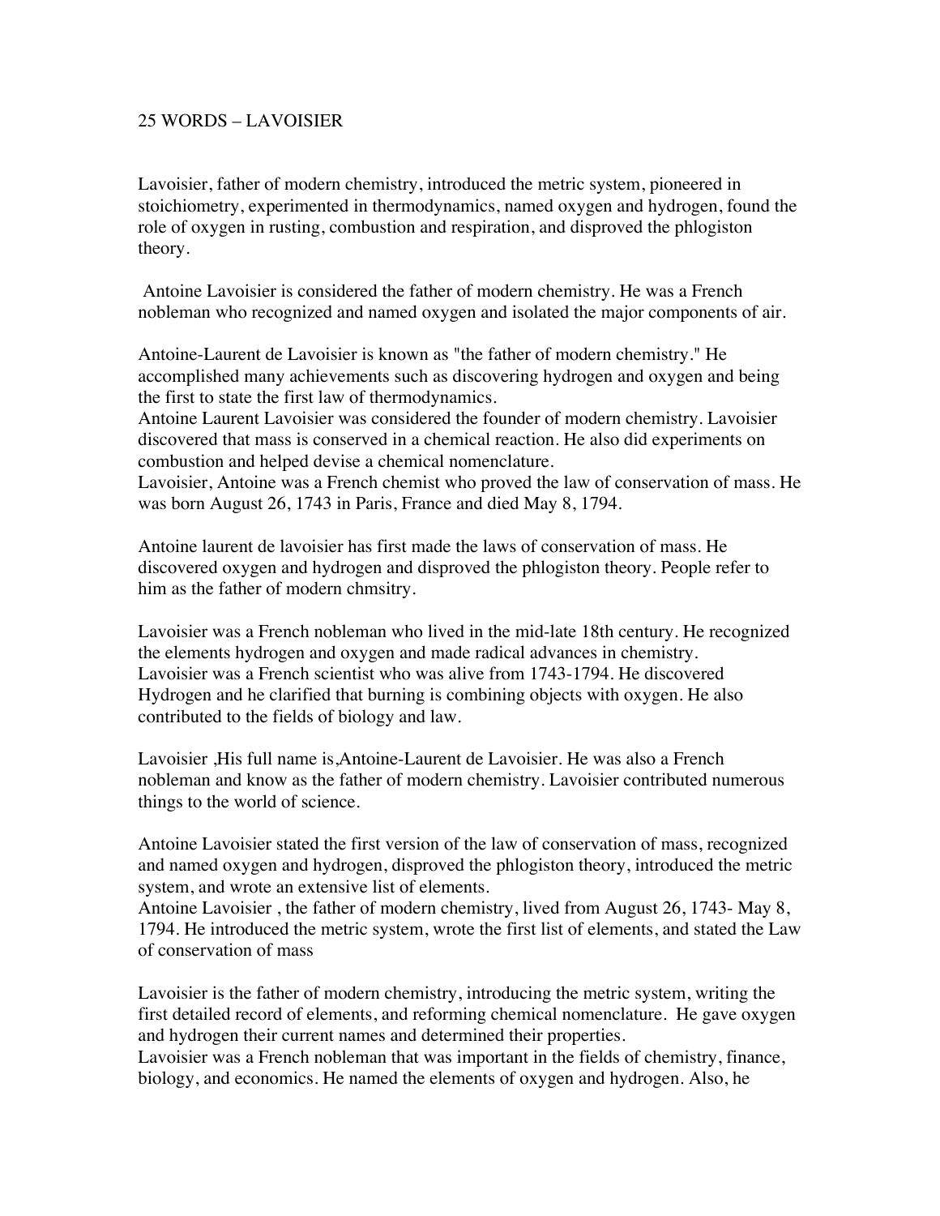# 25 WORDS – LAVOISIER

Lavoisier, father of modern chemistry, introduced the metric system, pioneered in stoichiometry, experimented in thermodynamics, named oxygen and hydrogen, found the role of oxygen in rusting, combustion and respiration, and disproved the phlogiston theory.

Antoine Lavoisier is considered the father of modern chemistry. He was a French nobleman who recognized and named oxygen and isolated the major components of air.

Antoine-Laurent de Lavoisier is known as "the father of modern chemistry." He accomplished many achievements such as discovering hydrogen and oxygen and being the first to state the first law of thermodynamics.

Antoine Laurent Lavoisier was considered the founder of modern chemistry. Lavoisier discovered that mass is conserved in a chemical reaction. He also did experiments on combustion and helped devise a chemical nomenclature.

Lavoisier, Antoine was a French chemist who proved the law of conservation of mass. He was born August 26, 1743 in Paris, France and died May 8, 1794.

Antoine laurent de lavoisier has first made the laws of conservation of mass. He discovered oxygen and hydrogen and disproved the phlogiston theory. People refer to him as the father of modern chmsitry.

Lavoisier was a French nobleman who lived in the mid-late 18th century. He recognized the elements hydrogen and oxygen and made radical advances in chemistry.

Lavoisier was a French scientist who was alive from 1743-1794. He discovered Hydrogen and he clarified that burning is combining objects with oxygen. He also contributed to the fields of biology and law.

Lavoisier ,His full name is,Antoine-Laurent de Lavoisier. He was also a French nobleman and know as the father of modern chemistry. Lavoisier contributed numerous things to the world of science.

Antoine Lavoisier stated the first version of the law of conservation of mass, recognized and named oxygen and hydrogen, disproved the phlogiston theory, introduced the metric system, and wrote an extensive list of elements.

Antoine Lavoisier , the father of modern chemistry, lived from August 26, 1743- May 8, 1794. He introduced the metric system, wrote the first list of elements, and stated the Law of conservation of mass

Lavoisier is the father of modern chemistry, introducing the metric system, writing the first detailed record of elements, and reforming chemical nomenclature. He gave oxygen and hydrogen their current names and determined their properties.

Lavoisier was a French nobleman that was important in the fields of chemistry, finance, biology, and economics. He named the elements of oxygen and hydrogen. Also, he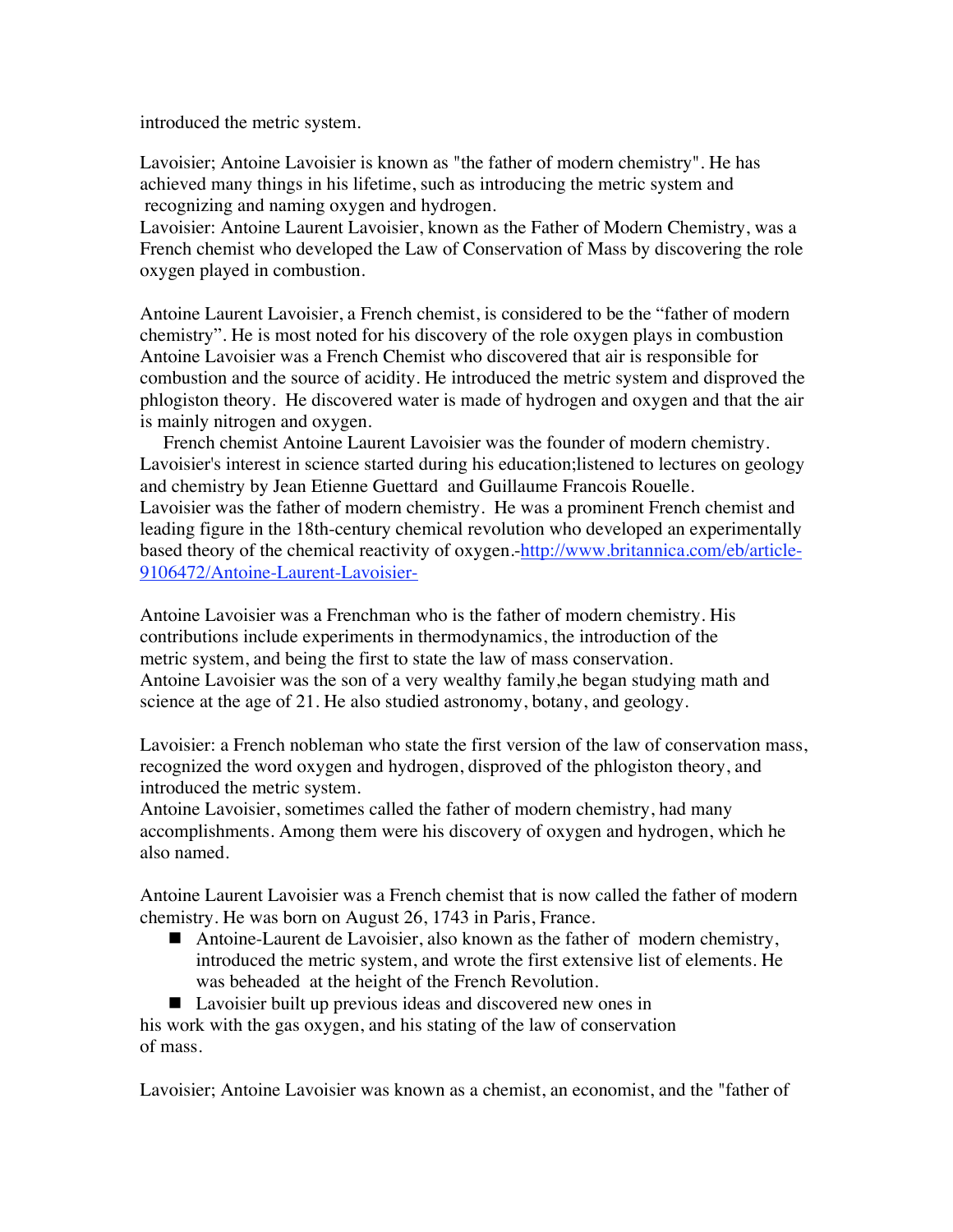introduced the metric system.

Lavoisier; Antoine Lavoisier is known as "the father of modern chemistry". He has achieved many things in his lifetime, such as introducing the metric system and recognizing and naming oxygen and hydrogen.

Lavoisier: Antoine Laurent Lavoisier, known as the Father of Modern Chemistry, was a French chemist who developed the Law of Conservation of Mass by discovering the role oxygen played in combustion.

Antoine Laurent Lavoisier, a French chemist, is considered to be the "father of modern chemistry". He is most noted for his discovery of the role oxygen plays in combustion

Antoine Lavoisier was a French Chemist who discovered that air is responsible for combustion and the source of acidity. He introduced the metric system and disproved the phlogiston theory. He discovered water is made of hydrogen and oxygen and that the air is mainly nitrogen and oxygen.

French chemist Antoine Laurent Lavoisier was the founder of modern chemistry. Lavoisier's interest in science started during his education;listened to lectures on geology and chemistry by Jean Etienne Guettard and Guillaume Francois Rouelle.

Lavoisier was the father of modern chemistry. He was a prominent French chemist and leading figure in the 18th-century chemical revolution who developed an experimentally based theory of the chemical reactivity of oxygen.-[http://www.britannica.com/eb/article-9106472/Antoine-Laurent-Lavoisier-](http://www.britannica.com/eb/article-9106472/Antoine-Laurent-Lavoisier-)

Antoine Lavoisier was a Frenchman who is the father of modern chemistry. His contributions include experiments in thermodynamics, the introduction of the metric system, and being the first to state the law of mass conservation.

Antoine Lavoisier was the son of a very wealthy family,he began studying math and science at the age of 21. He also studied astronomy, botany, and geology.

Lavoisier: a French nobleman who state the first version of the law of conservation mass, recognized the word oxygen and hydrogen, disproved of the phlogiston theory, and introduced the metric system.

Antoine Lavoisier, sometimes called the father of modern chemistry, had many accomplishments. Among them were his discovery of oxygen and hydrogen, which he also named.

Antoine Laurent Lavoisier was a French chemist that is now called the father of modern chemistry. He was born on August 26, 1743 in Paris, France.

- Antoine-Laurent de Lavoisier, also known as the father of modern chemistry, introduced the metric system, and wrote the first extensive list of elements. He was beheaded at the height of the French Revolution.
- Lavoisier built up previous ideas and discovered new ones in his work with the gas oxygen, and his stating of the law of conservation of mass.

Lavoisier; Antoine Lavoisier was known as a chemist, an economist, and the "father of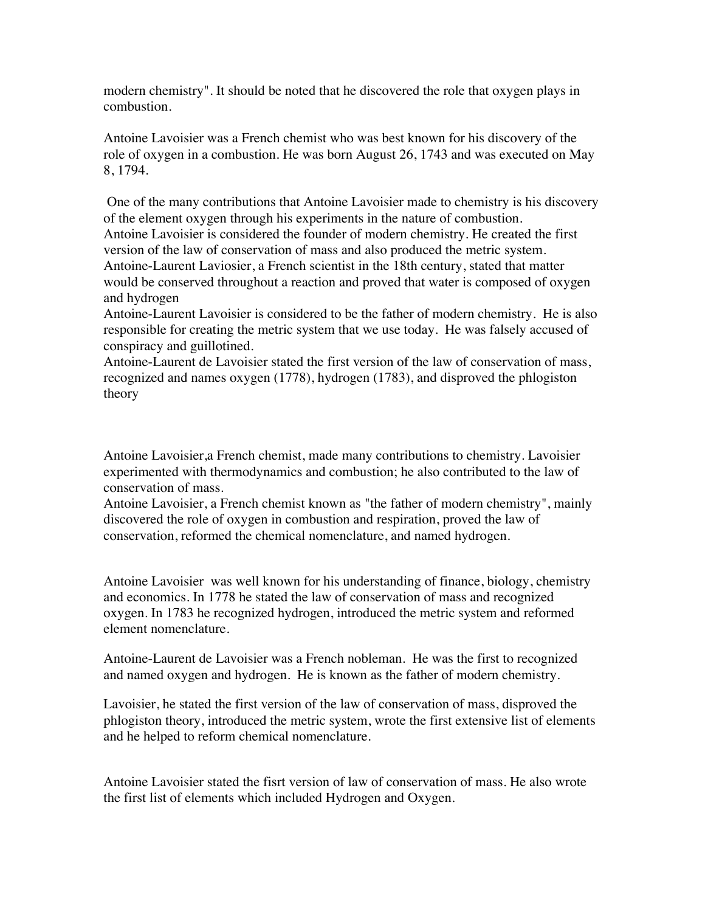modern chemistry". It should be noted that he discovered the role that oxygen plays in combustion.

Antoine Lavoisier was a French chemist who was best known for his discovery of the role of oxygen in a combustion. He was born August 26, 1743 and was executed on May 8, 1794.

One of the many contributions that Antoine Lavoisier made to chemistry is his discovery of the element oxygen through his experiments in the nature of combustion.
Antoine Lavoisier is considered the founder of modern chemistry. He created the first version of the law of conservation of mass and also produced the metric system.
Antoine-Laurent Laviosier, a French scientist in the 18th century, stated that matter would be conserved throughout a reaction and proved that water is composed of oxygen and hydrogen
Antoine-Laurent Lavoisier is considered to be the father of modern chemistry. He is also responsible for creating the metric system that we use today. He was falsely accused of conspiracy and guillotined.
Antoine-Laurent de Lavoisier stated the first version of the law of conservation of mass, recognized and names oxygen (1778), hydrogen (1783), and disproved the phlogiston theory

Antoine Lavoisier,a French chemist, made many contributions to chemistry. Lavoisier experimented with thermodynamics and combustion; he also contributed to the law of conservation of mass.
Antoine Lavoisier, a French chemist known as "the father of modern chemistry", mainly discovered the role of oxygen in combustion and respiration, proved the law of conservation, reformed the chemical nomenclature, and named hydrogen.

Antoine Lavoisier was well known for his understanding of finance, biology, chemistry and economics. In 1778 he stated the law of conservation of mass and recognized oxygen. In 1783 he recognized hydrogen, introduced the metric system and reformed element nomenclature.

Antoine-Laurent de Lavoisier was a French nobleman. He was the first to recognized and named oxygen and hydrogen. He is known as the father of modern chemistry.

Lavoisier, he stated the first version of the law of conservation of mass, disproved the phlogiston theory, introduced the metric system, wrote the first extensive list of elements and he helped to reform chemical nomenclature.

Antoine Lavoisier stated the fisrt version of law of conservation of mass. He also wrote the first list of elements which included Hydrogen and Oxygen.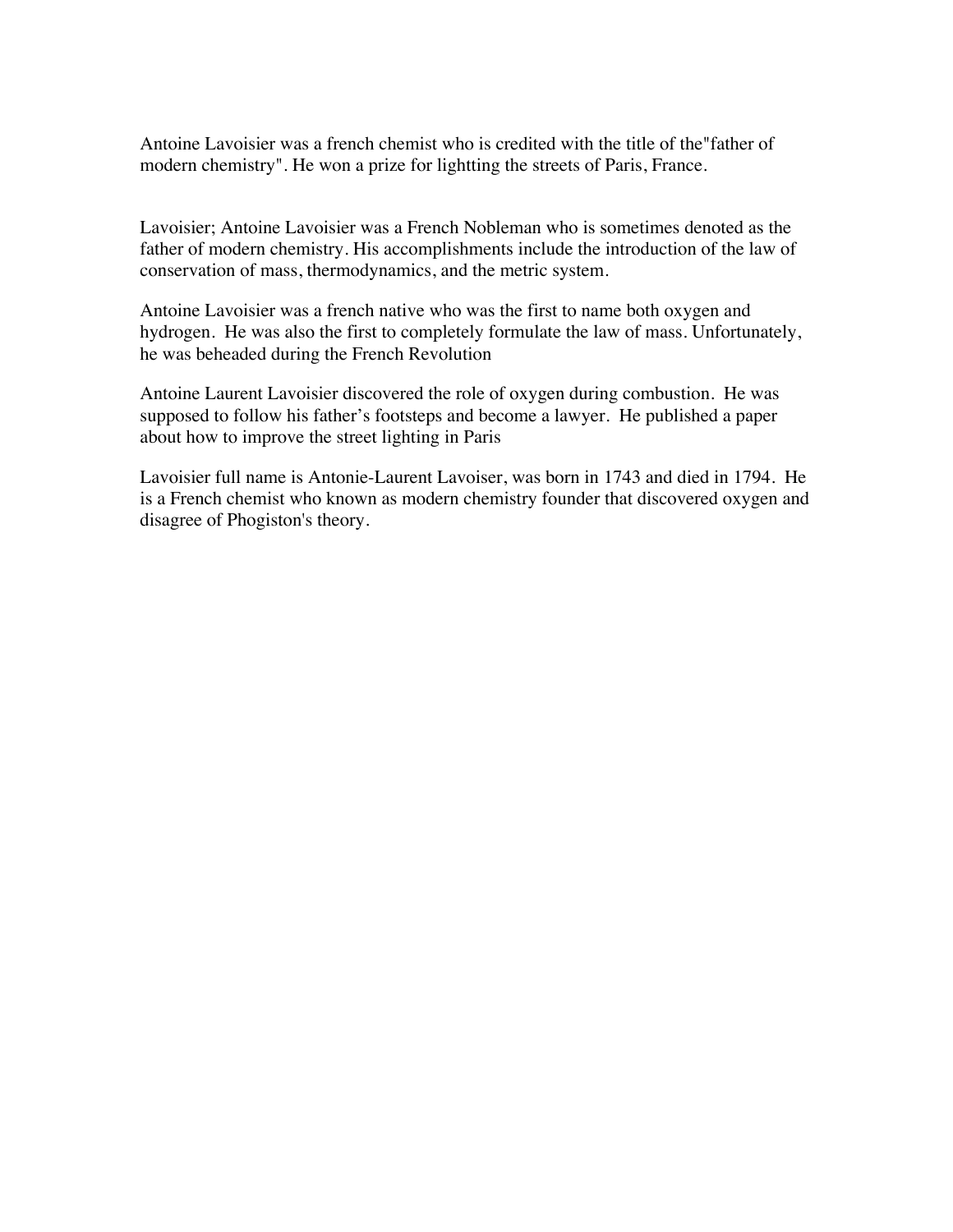Antoine Lavoisier was a french chemist who is credited with the title of the"father of modern chemistry". He won a prize for lightting the streets of Paris, France.

Lavoisier; Antoine Lavoisier was a French Nobleman who is sometimes denoted as the father of modern chemistry. His accomplishments include the introduction of the law of conservation of mass, thermodynamics, and the metric system.

Antoine Lavoisier was a french native who was the first to name both oxygen and hydrogen. He was also the first to completely formulate the law of mass. Unfortunately, he was beheaded during the French Revolution

Antoine Laurent Lavoisier discovered the role of oxygen during combustion. He was supposed to follow his father's footsteps and become a lawyer. He published a paper about how to improve the street lighting in Paris

Lavoisier full name is Antonie-Laurent Lavoiser, was born in 1743 and died in 1794. He is a French chemist who known as modern chemistry founder that discovered oxygen and disagree of Phogiston's theory.